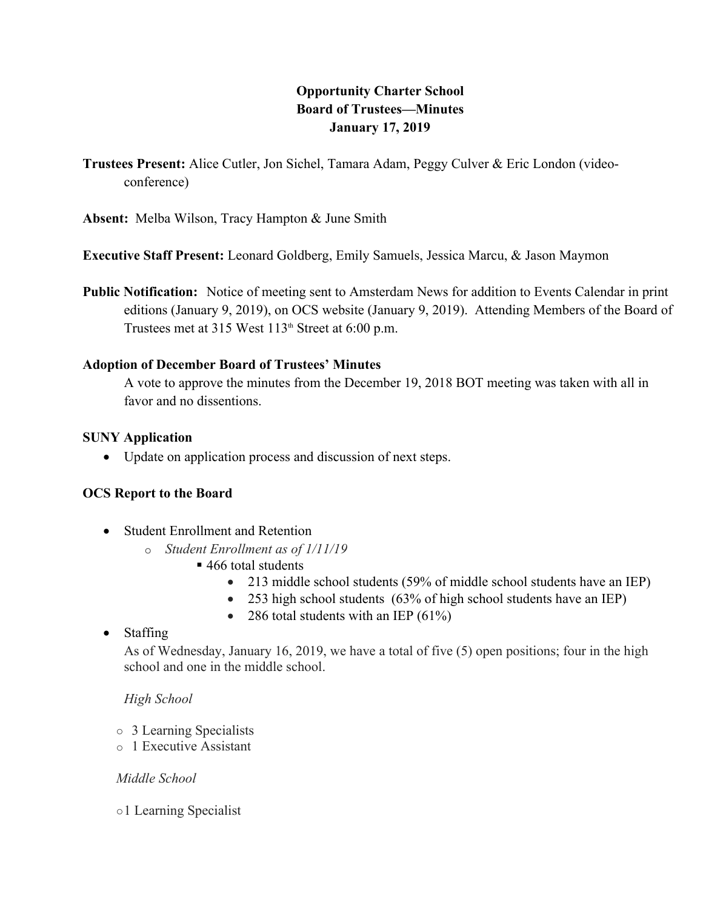**Opportunity Charter School**
**Board of Trustees—Minutes**
**January 17, 2019**

**Trustees Present:** Alice Cutler, Jon Sichel, Tamara Adam, Peggy Culver & Eric London (video-conference)

**Absent:** Melba Wilson, Tracy Hampton & June Smith

**Executive Staff Present:** Leonard Goldberg, Emily Samuels, Jessica Marcu, & Jason Maymon

**Public Notification:** Notice of meeting sent to Amsterdam News for addition to Events Calendar in print editions (January 9, 2019), on OCS website (January 9, 2019). Attending Members of the Board of Trustees met at 315 West 113th Street at 6:00 p.m.

**Adoption of December Board of Trustees' Minutes**

A vote to approve the minutes from the December 19, 2018 BOT meeting was taken with all in favor and no dissentions.

**SUNY Application**

- Update on application process and discussion of next steps.

**OCS Report to the Board**

- Student Enrollment and Retention
  - *Student Enrollment as of 1/11/19*
    - 466 total students
      - 213 middle school students (59% of middle school students have an IEP)
      - 253 high school students (63% of high school students have an IEP)
      - 286 total students with an IEP (61%)
- Staffing

  As of Wednesday, January 16, 2019, we have a total of five (5) open positions; four in the high school and one in the middle school.

  *High School*

  - 3 Learning Specialists
  - 1 Executive Assistant

  *Middle School*

  - 1 Learning Specialist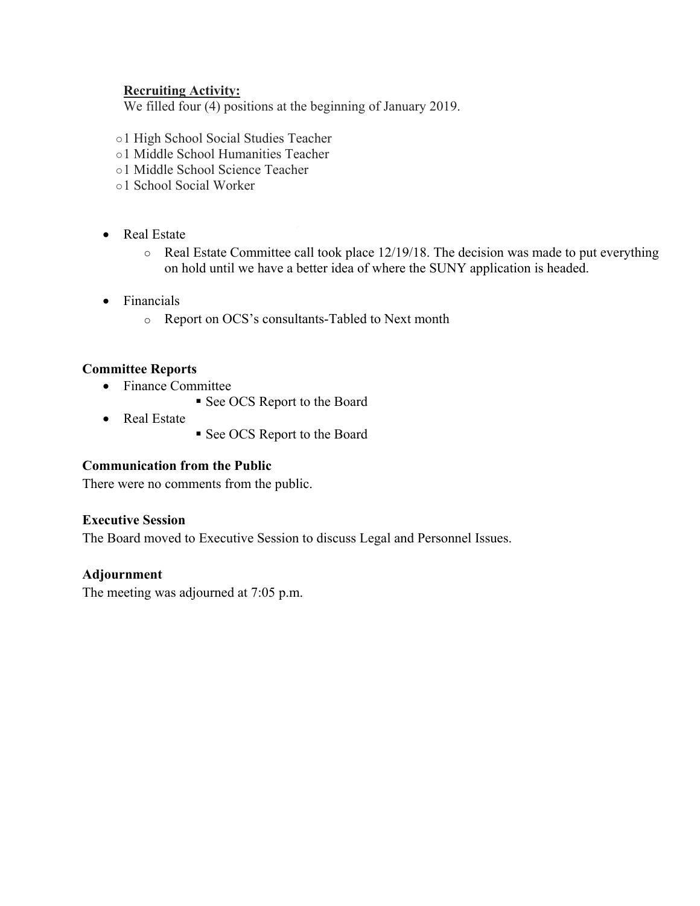**Recruiting Activity:**

We filled four (4) positions at the beginning of January 2019.

- 1 High School Social Studies Teacher
- 1 Middle School Humanities Teacher
- 1 Middle School Science Teacher
- 1 School Social Worker

- Real Estate
  - Real Estate Committee call took place 12/19/18. The decision was made to put everything on hold until we have a better idea of where the SUNY application is headed.
- Financials
  - Report on OCS's consultants-Tabled to Next month

**Committee Reports**

- Finance Committee
  - See OCS Report to the Board
- Real Estate
  - See OCS Report to the Board

**Communication from the Public**

There were no comments from the public.

**Executive Session**

The Board moved to Executive Session to discuss Legal and Personnel Issues.

**Adjournment**

The meeting was adjourned at 7:05 p.m.